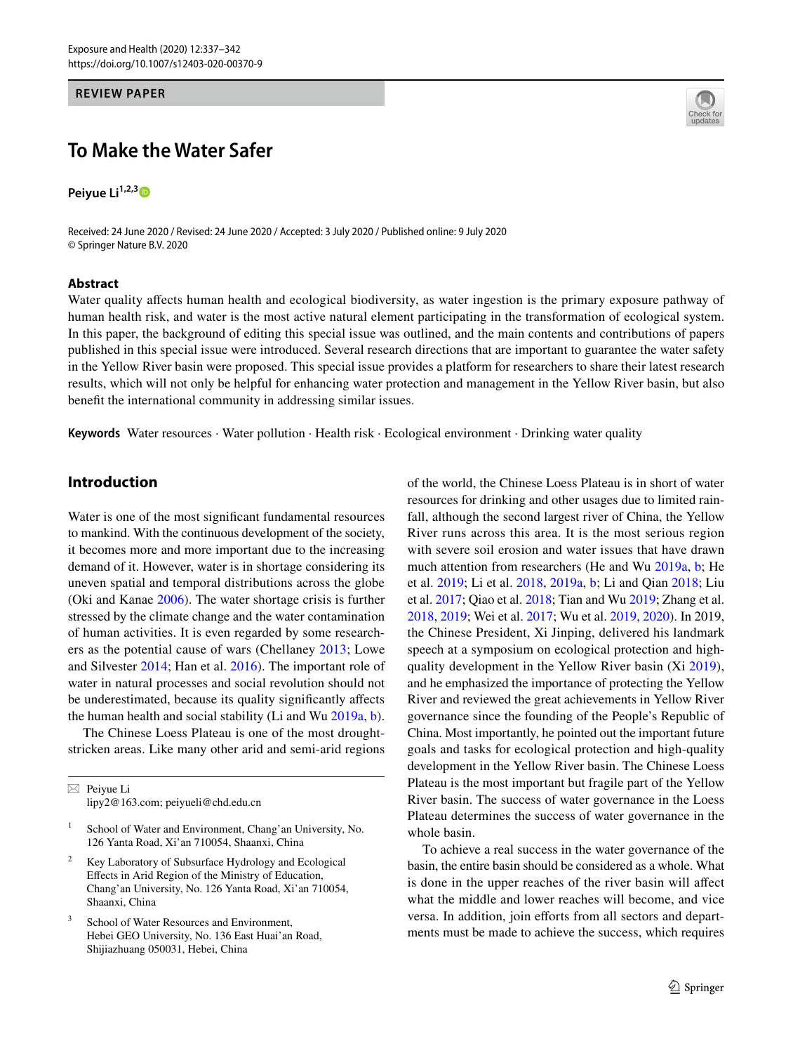REVIEW PAPER

# To Make the Water Safer

**Peiyue Li**[1,2,3]

Received: 24 June 2020 / Revised: 24 June 2020 / Accepted: 3 July 2020 / Published online: 9 July 2020
© Springer Nature B.V. 2020

## Abstract

Water quality affects human health and ecological biodiversity, as water ingestion is the primary exposure pathway of human health risk, and water is the most active natural element participating in the transformation of ecological system. In this paper, the background of editing this special issue was outlined, and the main contents and contributions of papers published in this special issue were introduced. Several research directions that are important to guarantee the water safety in the Yellow River basin were proposed. This special issue provides a platform for researchers to share their latest research results, which will not only be helpful for enhancing water protection and management in the Yellow River basin, but also benefit the international community in addressing similar issues.

**Keywords** Water resources · Water pollution · Health risk · Ecological environment · Drinking water quality

## Introduction

Water is one of the most significant fundamental resources to mankind. With the continuous development of the society, it becomes more and more important due to the increasing demand of it. However, water is in shortage considering its uneven spatial and temporal distributions across the globe (Oki and Kanae 2006). The water shortage crisis is further stressed by the climate change and the water contamination of human activities. It is even regarded by some researchers as the potential cause of wars (Chellaney 2013; Lowe and Silvester 2014; Han et al. 2016). The important role of water in natural processes and social revolution should not be underestimated, because its quality significantly affects the human health and social stability (Li and Wu 2019a, b).

The Chinese Loess Plateau is one of the most drought-stricken areas. Like many other arid and semi-arid regions of the world, the Chinese Loess Plateau is in short of water resources for drinking and other usages due to limited rainfall, although the second largest river of China, the Yellow River runs across this area. It is the most serious region with severe soil erosion and water issues that have drawn much attention from researchers (He and Wu 2019a, b; He et al. 2019; Li et al. 2018, 2019a, b; Li and Qian 2018; Liu et al. 2017; Qiao et al. 2018; Tian and Wu 2019; Zhang et al. 2018, 2019; Wei et al. 2017; Wu et al. 2019, 2020). In 2019, the Chinese President, Xi Jinping, delivered his landmark speech at a symposium on ecological protection and high-quality development in the Yellow River basin (Xi 2019), and he emphasized the importance of protecting the Yellow River and reviewed the great achievements in Yellow River governance since the founding of the People's Republic of China. Most importantly, he pointed out the important future goals and tasks for ecological protection and high-quality development in the Yellow River basin. The Chinese Loess Plateau is the most important but fragile part of the Yellow River basin. The success of water governance in the Loess Plateau determines the success of water governance in the whole basin.

To achieve a real success in the water governance of the basin, the entire basin should be considered as a whole. What is done in the upper reaches of the river basin will affect what the middle and lower reaches will become, and vice versa. In addition, join efforts from all sectors and departments must be made to achieve the success, which requires

---

✉ Peiyue Li
lipy2@163.com; peiyueli@chd.edu.cn

[1] School of Water and Environment, Chang'an University, No. 126 Yanta Road, Xi'an 710054, Shaanxi, China

[2] Key Laboratory of Subsurface Hydrology and Ecological Effects in Arid Region of the Ministry of Education, Chang'an University, No. 126 Yanta Road, Xi'an 710054, Shaanxi, China

[3] School of Water Resources and Environment, Hebei GEO University, No. 136 East Huai'an Road, Shijiazhuang 050031, Hebei, China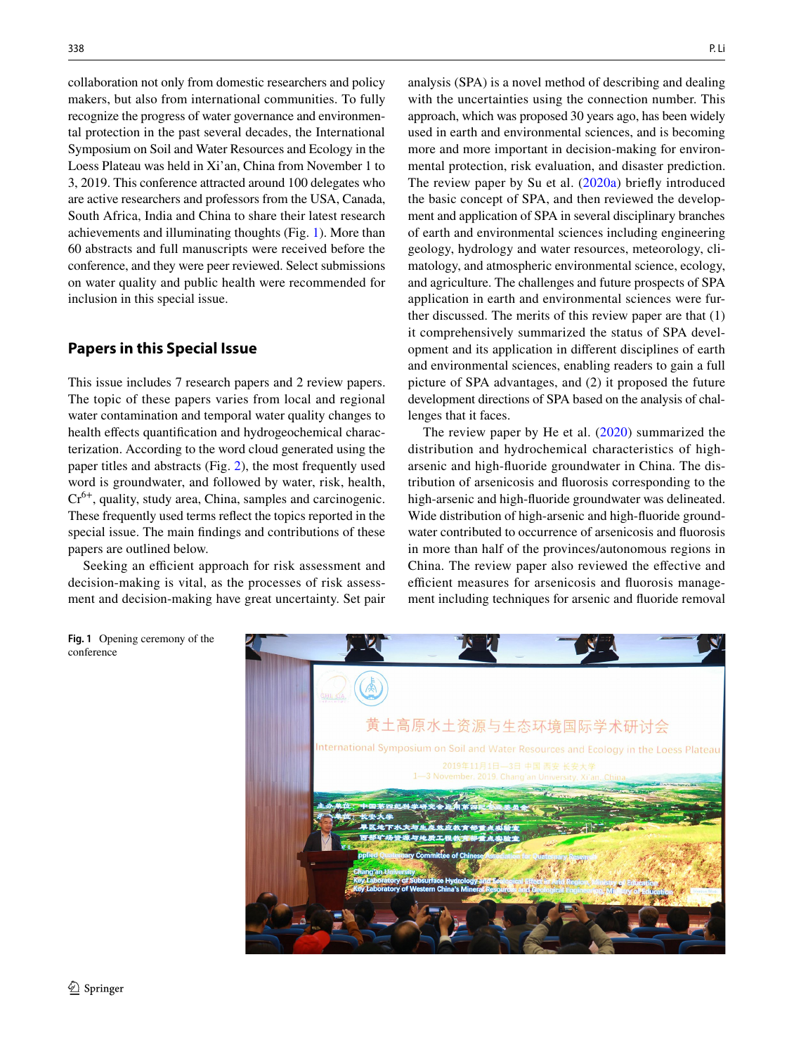collaboration not only from domestic researchers and policy makers, but also from international communities. To fully recognize the progress of water governance and environmental protection in the past several decades, the International Symposium on Soil and Water Resources and Ecology in the Loess Plateau was held in Xi'an, China from November 1 to 3, 2019. This conference attracted around 100 delegates who are active researchers and professors from the USA, Canada, South Africa, India and China to share their latest research achievements and illuminating thoughts (Fig. 1). More than 60 abstracts and full manuscripts were received before the conference, and they were peer reviewed. Select submissions on water quality and public health were recommended for inclusion in this special issue.

## Papers in this Special Issue

This issue includes 7 research papers and 2 review papers. The topic of these papers varies from local and regional water contamination and temporal water quality changes to health effects quantification and hydrogeochemical characterization. According to the word cloud generated using the paper titles and abstracts (Fig. 2), the most frequently used word is groundwater, and followed by water, risk, health, $Cr^{6+}$, quality, study area, China, samples and carcinogenic. These frequently used terms reflect the topics reported in the special issue. The main findings and contributions of these papers are outlined below.

Seeking an efficient approach for risk assessment and decision-making is vital, as the processes of risk assessment and decision-making have great uncertainty. Set pair analysis (SPA) is a novel method of describing and dealing with the uncertainties using the connection number. This approach, which was proposed 30 years ago, has been widely used in earth and environmental sciences, and is becoming more and more important in decision-making for environmental protection, risk evaluation, and disaster prediction. The review paper by Su et al. (2020a) briefly introduced the basic concept of SPA, and then reviewed the development and application of SPA in several disciplinary branches of earth and environmental sciences including engineering geology, hydrology and water resources, meteorology, climatology, and atmospheric environmental science, ecology, and agriculture. The challenges and future prospects of SPA application in earth and environmental sciences were further discussed. The merits of this review paper are that (1) it comprehensively summarized the status of SPA development and its application in different disciplines of earth and environmental sciences, enabling readers to gain a full picture of SPA advantages, and (2) it proposed the future development directions of SPA based on the analysis of challenges that it faces.

The review paper by He et al. (2020) summarized the distribution and hydrochemical characteristics of high-arsenic and high-fluoride groundwater in China. The distribution of arsenicosis and fluorosis corresponding to the high-arsenic and high-fluoride groundwater was delineated. Wide distribution of high-arsenic and high-fluoride groundwater contributed to occurrence of arsenicosis and fluorosis in more than half of the provinces/autonomous regions in China. The review paper also reviewed the effective and efficient measures for arsenicosis and fluorosis management including techniques for arsenic and fluoride removal

**Fig. 1** Opening ceremony of the conference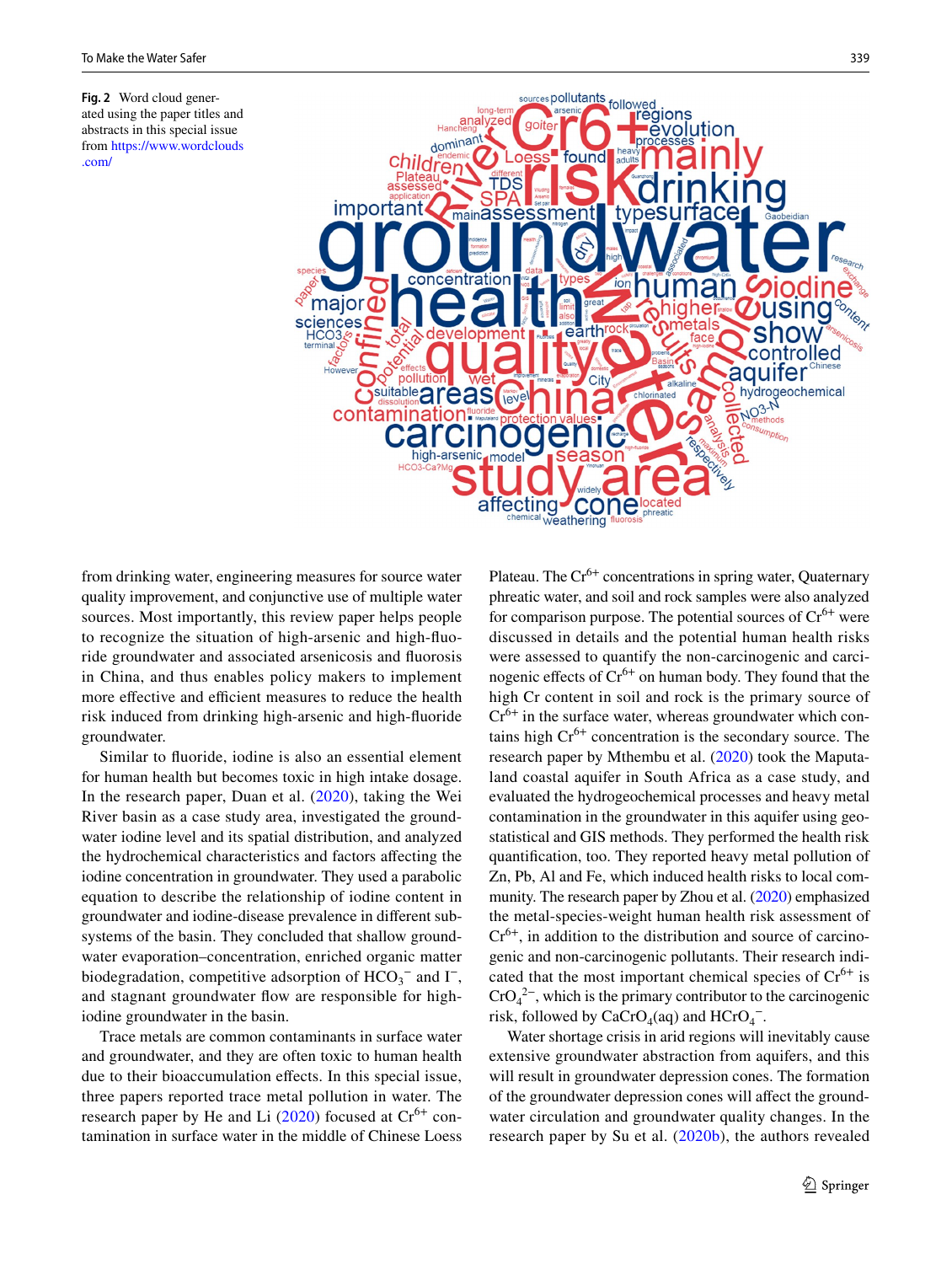Fig. 2 Word cloud generated using the paper titles and abstracts in this special issue from https://www.wordclouds.com/

from drinking water, engineering measures for source water quality improvement, and conjunctive use of multiple water sources. Most importantly, this review paper helps people to recognize the situation of high-arsenic and high-fluoride groundwater and associated arsenicosis and fluorosis in China, and thus enables policy makers to implement more effective and efficient measures to reduce the health risk induced from drinking high-arsenic and high-fluoride groundwater.

Similar to fluoride, iodine is also an essential element for human health but becomes toxic in high intake dosage. In the research paper, Duan et al. (2020), taking the Wei River basin as a case study area, investigated the groundwater iodine level and its spatial distribution, and analyzed the hydrochemical characteristics and factors affecting the iodine concentration in groundwater. They used a parabolic equation to describe the relationship of iodine content in groundwater and iodine-disease prevalence in different subsystems of the basin. They concluded that shallow groundwater evaporation–concentration, enriched organic matter biodegradation, competitive adsorption of $HCO_3^-$ and $I^-$, and stagnant groundwater flow are responsible for high-iodine groundwater in the basin.

Trace metals are common contaminants in surface water and groundwater, and they are often toxic to human health due to their bioaccumulation effects. In this special issue, three papers reported trace metal pollution in water. The research paper by He and Li (2020) focused at $Cr^{6+}$ contamination in surface water in the middle of Chinese Loess Plateau. The $Cr^{6+}$ concentrations in spring water, Quaternary phreatic water, and soil and rock samples were also analyzed for comparison purpose. The potential sources of $Cr^{6+}$ were discussed in details and the potential human health risks were assessed to quantify the non-carcinogenic and carcinogenic effects of $Cr^{6+}$ on human body. They found that the high Cr content in soil and rock is the primary source of $Cr^{6+}$ in the surface water, whereas groundwater which contains high $Cr^{6+}$ concentration is the secondary source. The research paper by Mthembu et al. (2020) took the Maputaland coastal aquifer in South Africa as a case study, and evaluated the hydrogeochemical processes and heavy metal contamination in the groundwater in this aquifer using geostatistical and GIS methods. They performed the health risk quantification, too. They reported heavy metal pollution of Zn, Pb, Al and Fe, which induced health risks to local community. The research paper by Zhou et al. (2020) emphasized the metal-species-weight human health risk assessment of $Cr^{6+}$, in addition to the distribution and source of carcinogenic and non-carcinogenic pollutants. Their research indicated that the most important chemical species of $Cr^{6+}$ is $CrO_4^{2-}$, which is the primary contributor to the carcinogenic risk, followed by $CaCrO_4$(aq) and $HCrO_4^-$.

Water shortage crisis in arid regions will inevitably cause extensive groundwater abstraction from aquifers, and this will result in groundwater depression cones. The formation of the groundwater depression cones will affect the groundwater circulation and groundwater quality changes. In the research paper by Su et al. (2020b), the authors revealed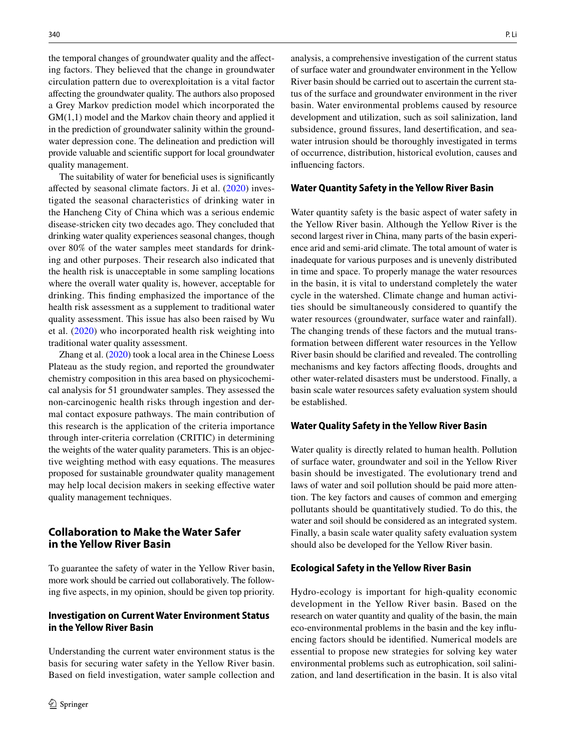the temporal changes of groundwater quality and the affecting factors. They believed that the change in groundwater circulation pattern due to overexploitation is a vital factor affecting the groundwater quality. The authors also proposed a Grey Markov prediction model which incorporated the GM(1,1) model and the Markov chain theory and applied it in the prediction of groundwater salinity within the groundwater depression cone. The delineation and prediction will provide valuable and scientific support for local groundwater quality management.

The suitability of water for beneficial uses is significantly affected by seasonal climate factors. Ji et al. (2020) investigated the seasonal characteristics of drinking water in the Hancheng City of China which was a serious endemic disease-stricken city two decades ago. They concluded that drinking water quality experiences seasonal changes, though over 80% of the water samples meet standards for drinking and other purposes. Their research also indicated that the health risk is unacceptable in some sampling locations where the overall water quality is, however, acceptable for drinking. This finding emphasized the importance of the health risk assessment as a supplement to traditional water quality assessment. This issue has also been raised by Wu et al. (2020) who incorporated health risk weighting into traditional water quality assessment.

Zhang et al. (2020) took a local area in the Chinese Loess Plateau as the study region, and reported the groundwater chemistry composition in this area based on physicochemical analysis for 51 groundwater samples. They assessed the non-carcinogenic health risks through ingestion and dermal contact exposure pathways. The main contribution of this research is the application of the criteria importance through inter-criteria correlation (CRITIC) in determining the weights of the water quality parameters. This is an objective weighting method with easy equations. The measures proposed for sustainable groundwater quality management may help local decision makers in seeking effective water quality management techniques.

## Collaboration to Make the Water Safer in the Yellow River Basin

To guarantee the safety of water in the Yellow River basin, more work should be carried out collaboratively. The following five aspects, in my opinion, should be given top priority.

### Investigation on Current Water Environment Status in the Yellow River Basin

Understanding the current water environment status is the basis for securing water safety in the Yellow River basin. Based on field investigation, water sample collection and analysis, a comprehensive investigation of the current status of surface water and groundwater environment in the Yellow River basin should be carried out to ascertain the current status of the surface and groundwater environment in the river basin. Water environmental problems caused by resource development and utilization, such as soil salinization, land subsidence, ground fissures, land desertification, and seawater intrusion should be thoroughly investigated in terms of occurrence, distribution, historical evolution, causes and influencing factors.

### Water Quantity Safety in the Yellow River Basin

Water quantity safety is the basic aspect of water safety in the Yellow River basin. Although the Yellow River is the second largest river in China, many parts of the basin experience arid and semi-arid climate. The total amount of water is inadequate for various purposes and is unevenly distributed in time and space. To properly manage the water resources in the basin, it is vital to understand completely the water cycle in the watershed. Climate change and human activities should be simultaneously considered to quantify the water resources (groundwater, surface water and rainfall). The changing trends of these factors and the mutual transformation between different water resources in the Yellow River basin should be clarified and revealed. The controlling mechanisms and key factors affecting floods, droughts and other water-related disasters must be understood. Finally, a basin scale water resources safety evaluation system should be established.

### Water Quality Safety in the Yellow River Basin

Water quality is directly related to human health. Pollution of surface water, groundwater and soil in the Yellow River basin should be investigated. The evolutionary trend and laws of water and soil pollution should be paid more attention. The key factors and causes of common and emerging pollutants should be quantitatively studied. To do this, the water and soil should be considered as an integrated system. Finally, a basin scale water quality safety evaluation system should also be developed for the Yellow River basin.

### Ecological Safety in the Yellow River Basin

Hydro-ecology is important for high-quality economic development in the Yellow River basin. Based on the research on water quantity and quality of the basin, the main eco-environmental problems in the basin and the key influencing factors should be identified. Numerical models are essential to propose new strategies for solving key water environmental problems such as eutrophication, soil salinization, and land desertification in the basin. It is also vital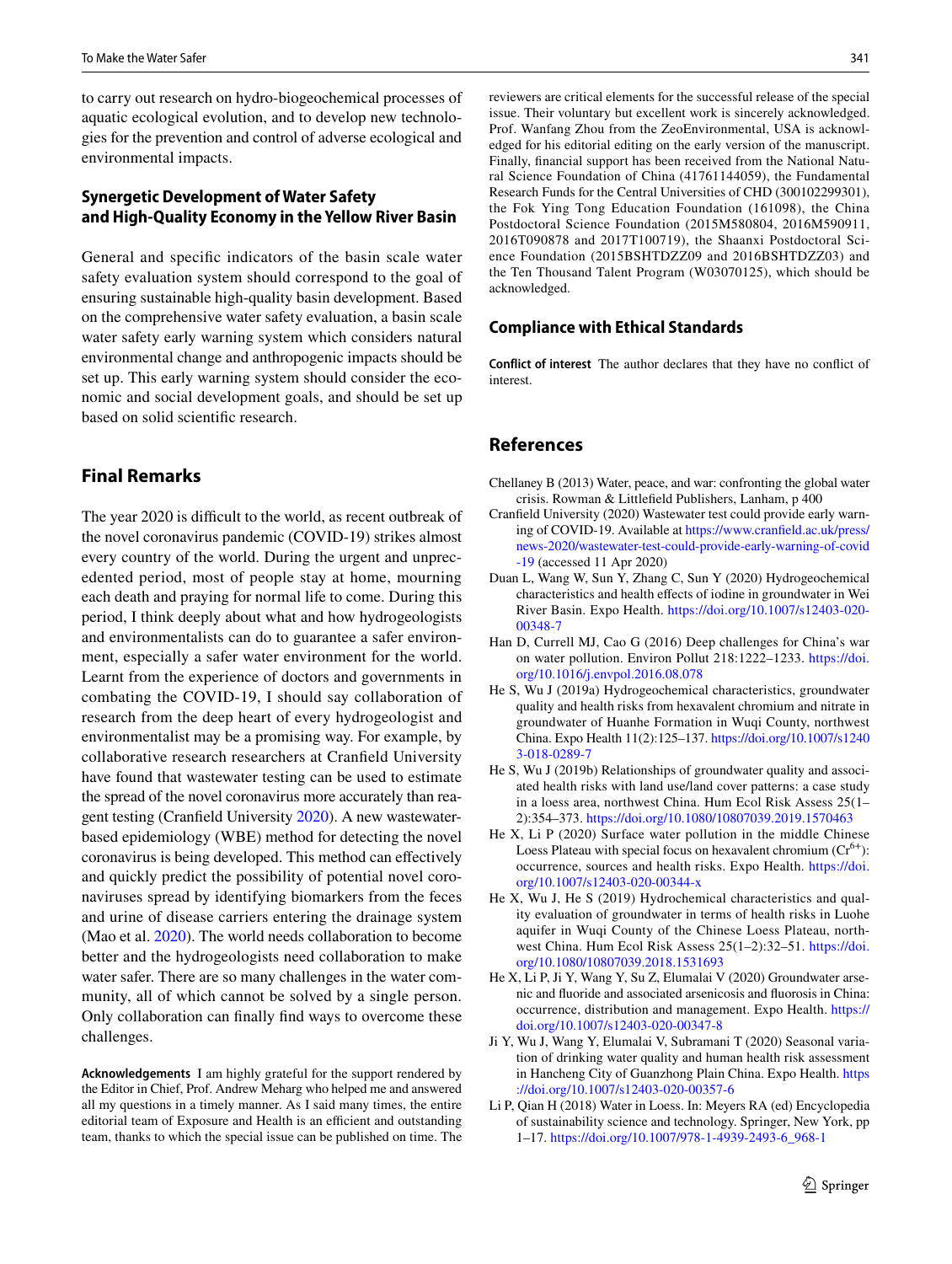to carry out research on hydro-biogeochemical processes of aquatic ecological evolution, and to develop new technologies for the prevention and control of adverse ecological and environmental impacts.

### Synergetic Development of Water Safety and High-Quality Economy in the Yellow River Basin

General and specific indicators of the basin scale water safety evaluation system should correspond to the goal of ensuring sustainable high-quality basin development. Based on the comprehensive water safety evaluation, a basin scale water safety early warning system which considers natural environmental change and anthropogenic impacts should be set up. This early warning system should consider the economic and social development goals, and should be set up based on solid scientific research.

## Final Remarks

The year 2020 is difficult to the world, as recent outbreak of the novel coronavirus pandemic (COVID-19) strikes almost every country of the world. During the urgent and unprecedented period, most of people stay at home, mourning each death and praying for normal life to come. During this period, I think deeply about what and how hydrogeologists and environmentalists can do to guarantee a safer environment, especially a safer water environment for the world. Learnt from the experience of doctors and governments in combating the COVID-19, I should say collaboration of research from the deep heart of every hydrogeologist and environmentalist may be a promising way. For example, by collaborative research researchers at Cranfield University have found that wastewater testing can be used to estimate the spread of the novel coronavirus more accurately than reagent testing (Cranfield University 2020). A new wastewater-based epidemiology (WBE) method for detecting the novel coronavirus is being developed. This method can effectively and quickly predict the possibility of potential novel coronaviruses spread by identifying biomarkers from the feces and urine of disease carriers entering the drainage system (Mao et al. 2020). The world needs collaboration to become better and the hydrogeologists need collaboration to make water safer. There are so many challenges in the water community, all of which cannot be solved by a single person. Only collaboration can finally find ways to overcome these challenges.

**Acknowledgements** I am highly grateful for the support rendered by the Editor in Chief, Prof. Andrew Meharg who helped me and answered all my questions in a timely manner. As I said many times, the entire editorial team of Exposure and Health is an efficient and outstanding team, thanks to which the special issue can be published on time. The reviewers are critical elements for the successful release of the special issue. Their voluntary but excellent work is sincerely acknowledged. Prof. Wanfang Zhou from the ZeoEnvironmental, USA is acknowledged for his editorial editing on the early version of the manuscript. Finally, financial support has been received from the National Natural Science Foundation of China (41761144059), the Fundamental Research Funds for the Central Universities of CHD (300102299301), the Fok Ying Tong Education Foundation (161098), the China Postdoctoral Science Foundation (2015M580804, 2016M590911, 2016T090878 and 2017T100719), the Shaanxi Postdoctoral Science Foundation (2015BSHTDZZ09 and 2016BSHTDZZ03) and the Ten Thousand Talent Program (W03070125), which should be acknowledged.

## Compliance with Ethical Standards

**Conflict of interest** The author declares that they have no conflict of interest.

## References

Chellaney B (2013) Water, peace, and war: confronting the global water crisis. Rowman & Littlefield Publishers, Lanham, p 400

Cranfield University (2020) Wastewater test could provide early warning of COVID-19. Available at https://www.cranfield.ac.uk/press/news-2020/wastewater-test-could-provide-early-warning-of-covid-19 (accessed 11 Apr 2020)

Duan L, Wang W, Sun Y, Zhang C, Sun Y (2020) Hydrogeochemical characteristics and health effects of iodine in groundwater in Wei River Basin. Expo Health. https://doi.org/10.1007/s12403-020-00348-7

Han D, Currell MJ, Cao G (2016) Deep challenges for China's war on water pollution. Environ Pollut 218:1222–1233. https://doi.org/10.1016/j.envpol.2016.08.078

He S, Wu J (2019a) Hydrogeochemical characteristics, groundwater quality and health risks from hexavalent chromium and nitrate in groundwater of Huanhe Formation in Wuqi County, northwest China. Expo Health 11(2):125–137. https://doi.org/10.1007/s12403-018-0289-7

He S, Wu J (2019b) Relationships of groundwater quality and associated health risks with land use/land cover patterns: a case study in a loess area, northwest China. Hum Ecol Risk Assess 25(1–2):354–373. https://doi.org/10.1080/10807039.2019.1570463

He X, Li P (2020) Surface water pollution in the middle Chinese Loess Plateau with special focus on hexavalent chromium ($Cr^{6+}$): occurrence, sources and health risks. Expo Health. https://doi.org/10.1007/s12403-020-00344-x

He X, Wu J, He S (2019) Hydrochemical characteristics and quality evaluation of groundwater in terms of health risks in Luohe aquifer in Wuqi County of the Chinese Loess Plateau, northwest China. Hum Ecol Risk Assess 25(1–2):32–51. https://doi.org/10.1080/10807039.2018.1531693

He X, Li P, Ji Y, Wang Y, Su Z, Elumalai V (2020) Groundwater arsenic and fluoride and associated arsenicosis and fluorosis in China: occurrence, distribution and management. Expo Health. https://doi.org/10.1007/s12403-020-00347-8

Ji Y, Wu J, Wang Y, Elumalai V, Subramani T (2020) Seasonal variation of drinking water quality and human health risk assessment in Hancheng City of Guanzhong Plain China. Expo Health. https://doi.org/10.1007/s12403-020-00357-6

Li P, Qian H (2018) Water in Loess. In: Meyers RA (ed) Encyclopedia of sustainability science and technology. Springer, New York, pp 1–17. https://doi.org/10.1007/978-1-4939-2493-6_968-1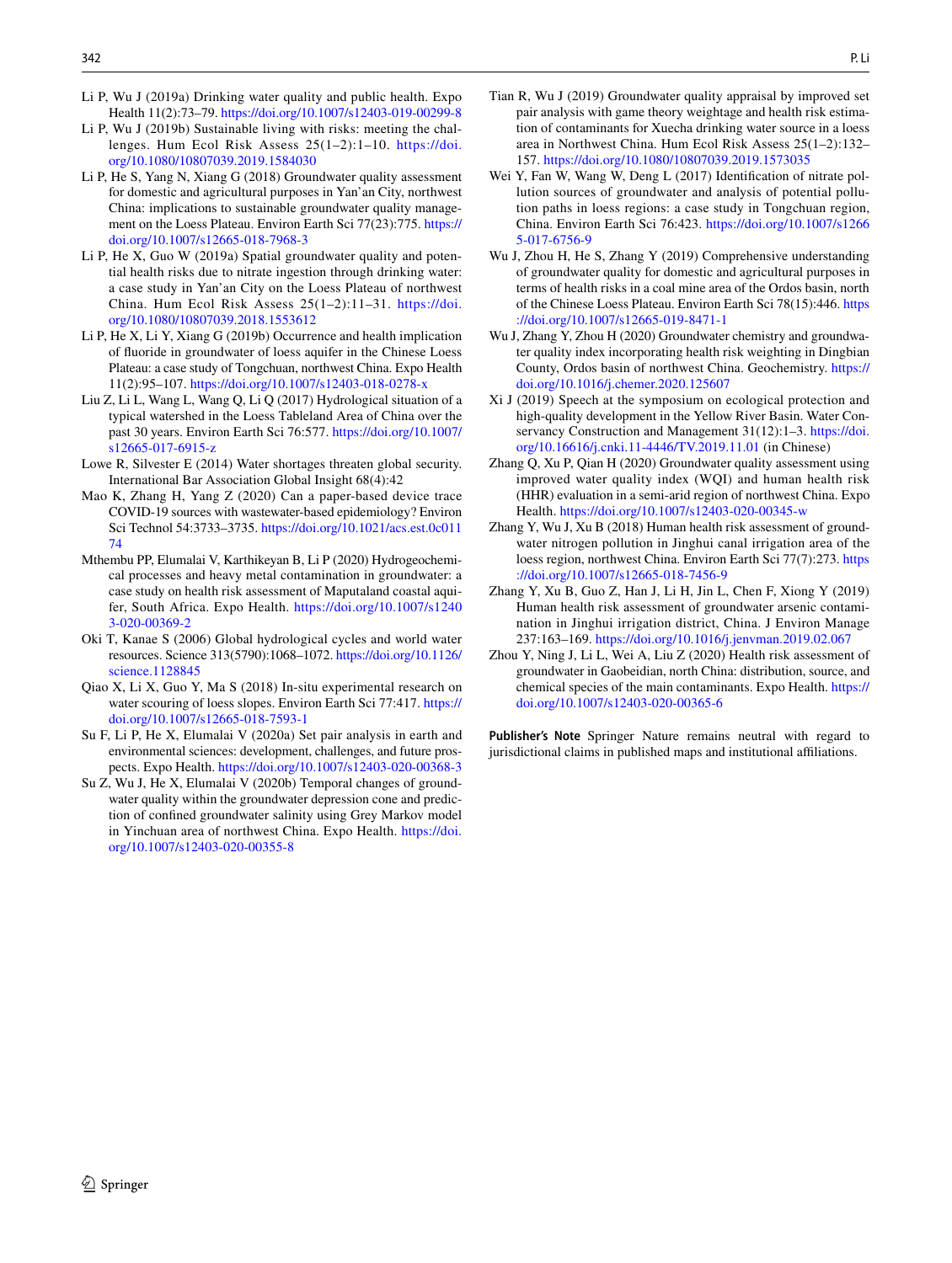Li P, Wu J (2019a) Drinking water quality and public health. Expo Health 11(2):73–79. https://doi.org/10.1007/s12403-019-00299-8

Li P, Wu J (2019b) Sustainable living with risks: meeting the challenges. Hum Ecol Risk Assess 25(1–2):1–10. https://doi.org/10.1080/10807039.2019.1584030

Li P, He S, Yang N, Xiang G (2018) Groundwater quality assessment for domestic and agricultural purposes in Yan'an City, northwest China: implications to sustainable groundwater quality management on the Loess Plateau. Environ Earth Sci 77(23):775. https://doi.org/10.1007/s12665-018-7968-3

Li P, He X, Guo W (2019a) Spatial groundwater quality and potential health risks due to nitrate ingestion through drinking water: a case study in Yan'an City on the Loess Plateau of northwest China. Hum Ecol Risk Assess 25(1–2):11–31. https://doi.org/10.1080/10807039.2018.1553612

Li P, He X, Li Y, Xiang G (2019b) Occurrence and health implication of fluoride in groundwater of loess aquifer in the Chinese Loess Plateau: a case study of Tongchuan, northwest China. Expo Health 11(2):95–107. https://doi.org/10.1007/s12403-018-0278-x

Liu Z, Li L, Wang L, Wang Q, Li Q (2017) Hydrological situation of a typical watershed in the Loess Tableland Area of China over the past 30 years. Environ Earth Sci 76:577. https://doi.org/10.1007/s12665-017-6915-z

Lowe R, Silvester E (2014) Water shortages threaten global security. International Bar Association Global Insight 68(4):42

Mao K, Zhang H, Yang Z (2020) Can a paper-based device trace COVID-19 sources with wastewater-based epidemiology? Environ Sci Technol 54:3733–3735. https://doi.org/10.1021/acs.est.0c01174

Mthembu PP, Elumalai V, Karthikeyan B, Li P (2020) Hydrogeochemical processes and heavy metal contamination in groundwater: a case study on health risk assessment of Maputaland coastal aquifer, South Africa. Expo Health. https://doi.org/10.1007/s12403-020-00369-2

Oki T, Kanae S (2006) Global hydrological cycles and world water resources. Science 313(5790):1068–1072. https://doi.org/10.1126/science.1128845

Qiao X, Li X, Guo Y, Ma S (2018) In-situ experimental research on water scouring of loess slopes. Environ Earth Sci 77:417. https://doi.org/10.1007/s12665-018-7593-1

Su F, Li P, He X, Elumalai V (2020a) Set pair analysis in earth and environmental sciences: development, challenges, and future prospects. Expo Health. https://doi.org/10.1007/s12403-020-00368-3

Su Z, Wu J, He X, Elumalai V (2020b) Temporal changes of groundwater quality within the groundwater depression cone and prediction of confined groundwater salinity using Grey Markov model in Yinchuan area of northwest China. Expo Health. https://doi.org/10.1007/s12403-020-00355-8

Tian R, Wu J (2019) Groundwater quality appraisal by improved set pair analysis with game theory weightage and health risk estimation of contaminants for Xuecha drinking water source in a loess area in Northwest China. Hum Ecol Risk Assess 25(1–2):132–157. https://doi.org/10.1080/10807039.2019.1573035

Wei Y, Fan W, Wang W, Deng L (2017) Identification of nitrate pollution sources of groundwater and analysis of potential pollution paths in loess regions: a case study in Tongchuan region, China. Environ Earth Sci 76:423. https://doi.org/10.1007/s12665-017-6756-9

Wu J, Zhou H, He S, Zhang Y (2019) Comprehensive understanding of groundwater quality for domestic and agricultural purposes in terms of health risks in a coal mine area of the Ordos basin, north of the Chinese Loess Plateau. Environ Earth Sci 78(15):446. https://doi.org/10.1007/s12665-019-8471-1

Wu J, Zhang Y, Zhou H (2020) Groundwater chemistry and groundwater quality index incorporating health risk weighting in Dingbian County, Ordos basin of northwest China. Geochemistry. https://doi.org/10.1016/j.chemer.2020.125607

Xi J (2019) Speech at the symposium on ecological protection and high-quality development in the Yellow River Basin. Water Conservancy Construction and Management 31(12):1–3. https://doi.org/10.16616/j.cnki.11-4446/TV.2019.11.01 (in Chinese)

Zhang Q, Xu P, Qian H (2020) Groundwater quality assessment using improved water quality index (WQI) and human health risk (HHR) evaluation in a semi-arid region of northwest China. Expo Health. https://doi.org/10.1007/s12403-020-00345-w

Zhang Y, Wu J, Xu B (2018) Human health risk assessment of groundwater nitrogen pollution in Jinghui canal irrigation area of the loess region, northwest China. Environ Earth Sci 77(7):273. https://doi.org/10.1007/s12665-018-7456-9

Zhang Y, Xu B, Guo Z, Han J, Li H, Jin L, Chen F, Xiong Y (2019) Human health risk assessment of groundwater arsenic contamination in Jinghui irrigation district, China. J Environ Manage 237:163–169. https://doi.org/10.1016/j.jenvman.2019.02.067

Zhou Y, Ning J, Li L, Wei A, Liu Z (2020) Health risk assessment of groundwater in Gaobeidian, north China: distribution, source, and chemical species of the main contaminants. Expo Health. https://doi.org/10.1007/s12403-020-00365-6

**Publisher's Note** Springer Nature remains neutral with regard to jurisdictional claims in published maps and institutional affiliations.